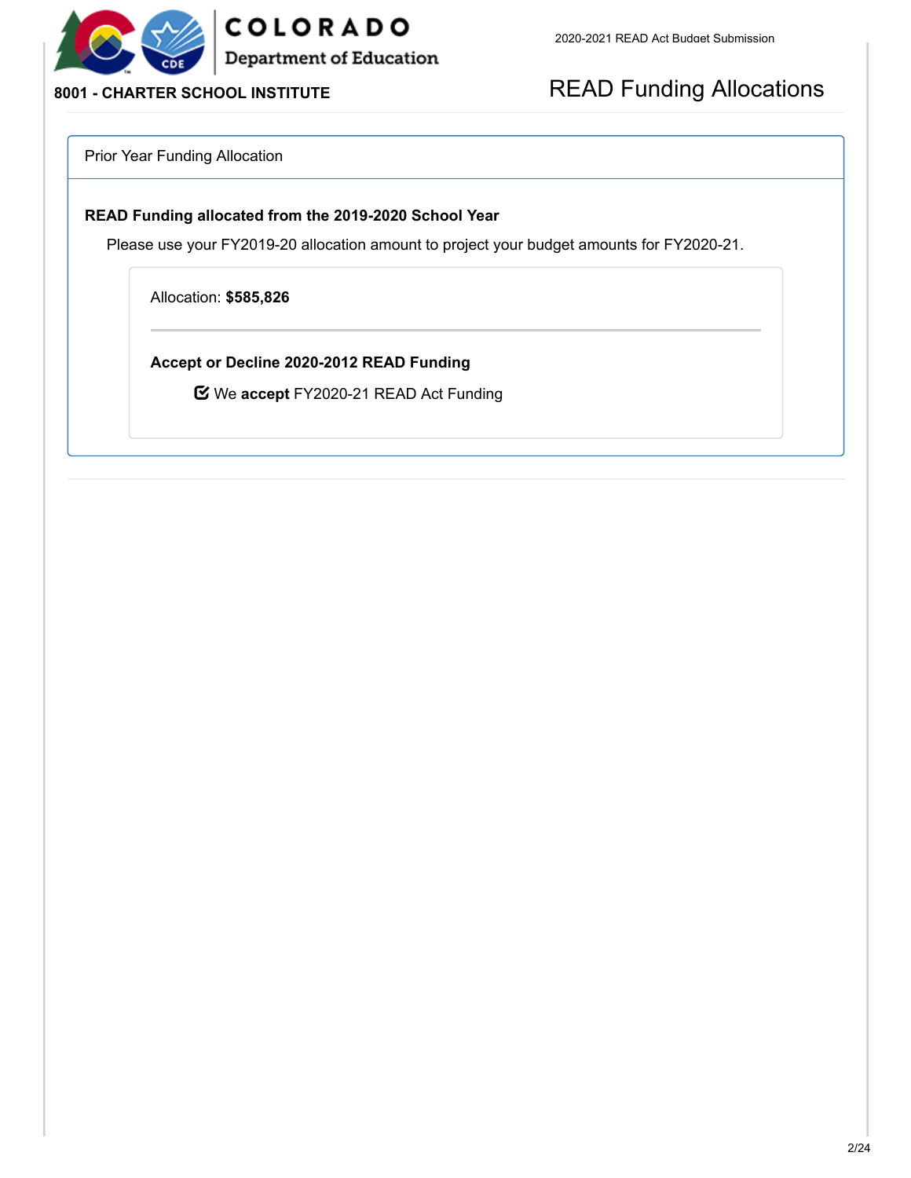**8001 - CHARTER SCHOOL INSTITUTE**

# READ Funding Allocations

## Prior Year Funding Allocation

**READ Funding allocated from the 2019-2020 School Year**

Please use your FY2019-20 allocation amount to project your budget amounts for FY2020-21.

Allocation: **$585,826**

**Accept or Decline 2020-2012 READ Funding**

☑ We **accept** FY2020-21 READ Act Funding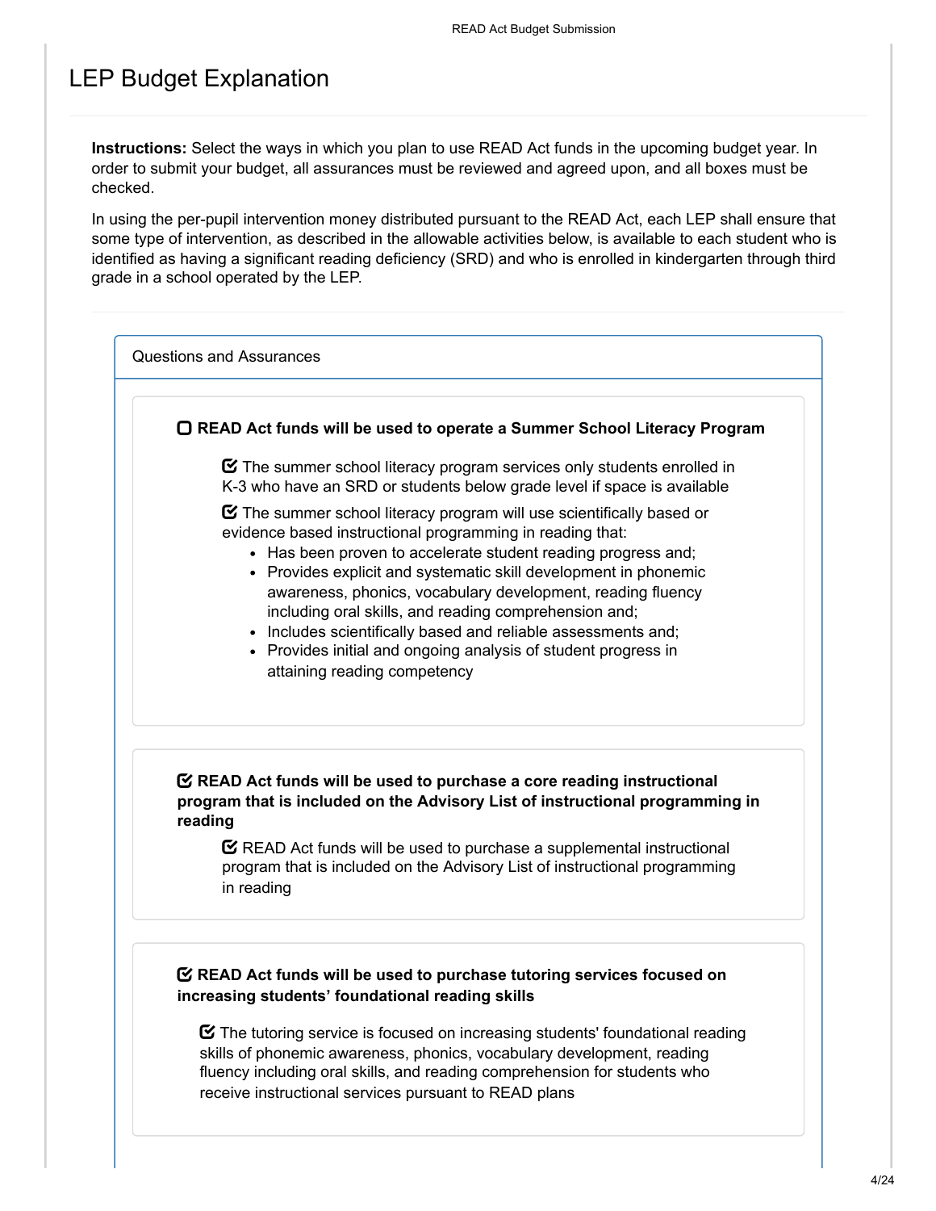# LEP Budget Explanation

**Instructions:** Select the ways in which you plan to use READ Act funds in the upcoming budget year. In order to submit your budget, all assurances must be reviewed and agreed upon, and all boxes must be checked.

In using the per-pupil intervention money distributed pursuant to the READ Act, each LEP shall ensure that some type of intervention, as described in the allowable activities below, is available to each student who is identified as having a significant reading deficiency (SRD) and who is enrolled in kindergarten through third grade in a school operated by the LEP.

## Questions and Assurances

☐ **READ Act funds will be used to operate a Summer School Literacy Program**

☑ The summer school literacy program services only students enrolled in K-3 who have an SRD or students below grade level if space is available

☑ The summer school literacy program will use scientifically based or evidence based instructional programming in reading that:

- Has been proven to accelerate student reading progress and;
- Provides explicit and systematic skill development in phonemic awareness, phonics, vocabulary development, reading fluency including oral skills, and reading comprehension and;
- Includes scientifically based and reliable assessments and;
- Provides initial and ongoing analysis of student progress in attaining reading competency

☑ **READ Act funds will be used to purchase a core reading instructional program that is included on the Advisory List of instructional programming in reading**

☑ READ Act funds will be used to purchase a supplemental instructional program that is included on the Advisory List of instructional programming in reading

☑ **READ Act funds will be used to purchase tutoring services focused on increasing students' foundational reading skills**

☑ The tutoring service is focused on increasing students' foundational reading skills of phonemic awareness, phonics, vocabulary development, reading fluency including oral skills, and reading comprehension for students who receive instructional services pursuant to READ plans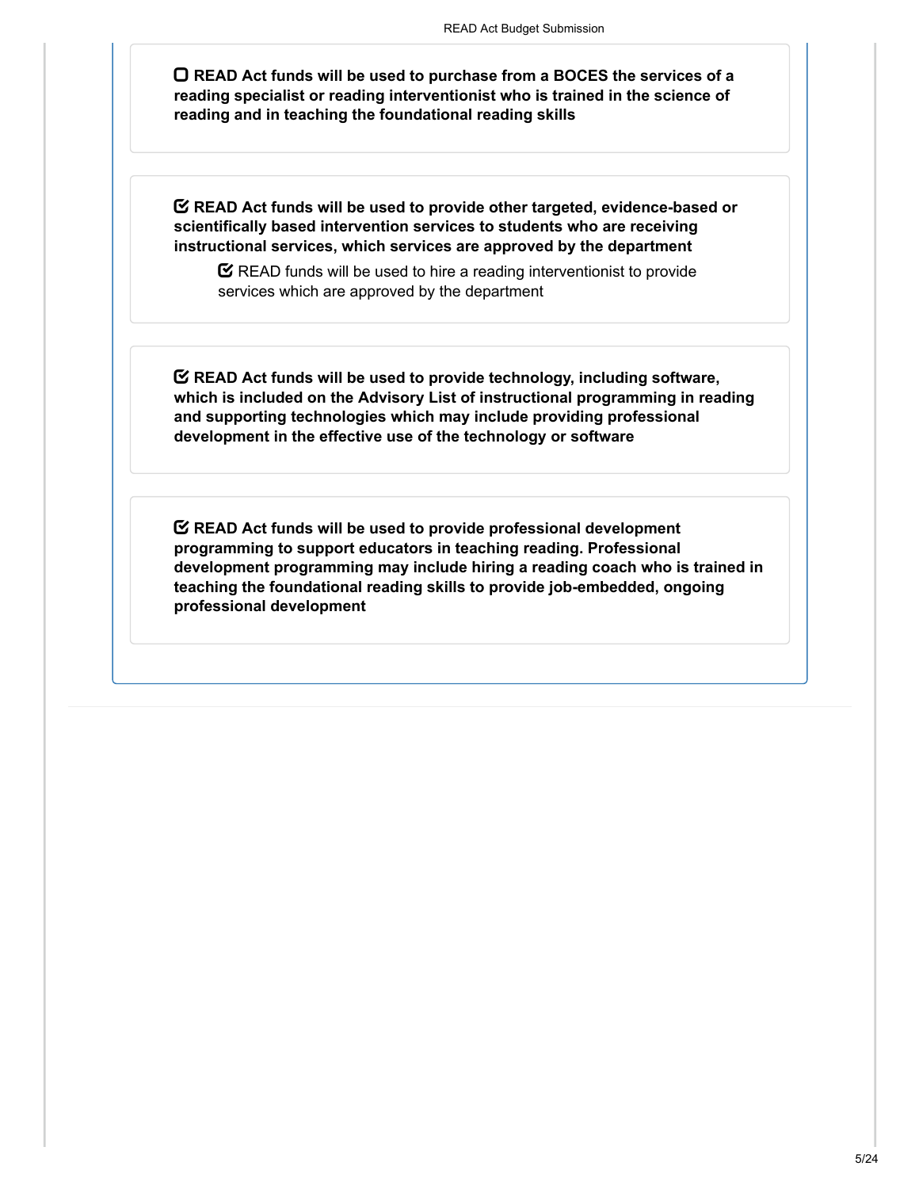☐ **READ Act funds will be used to purchase from a BOCES the services of a reading specialist or reading interventionist who is trained in the science of reading and in teaching the foundational reading skills**

☑ **READ Act funds will be used to provide other targeted, evidence-based or scientifically based intervention services to students who are receiving instructional services, which services are approved by the department**

- ☑ READ funds will be used to hire a reading interventionist to provide services which are approved by the department

☑ **READ Act funds will be used to provide technology, including software, which is included on the Advisory List of instructional programming in reading and supporting technologies which may include providing professional development in the effective use of the technology or software**

☑ **READ Act funds will be used to provide professional development programming to support educators in teaching reading. Professional development programming may include hiring a reading coach who is trained in teaching the foundational reading skills to provide job-embedded, ongoing professional development**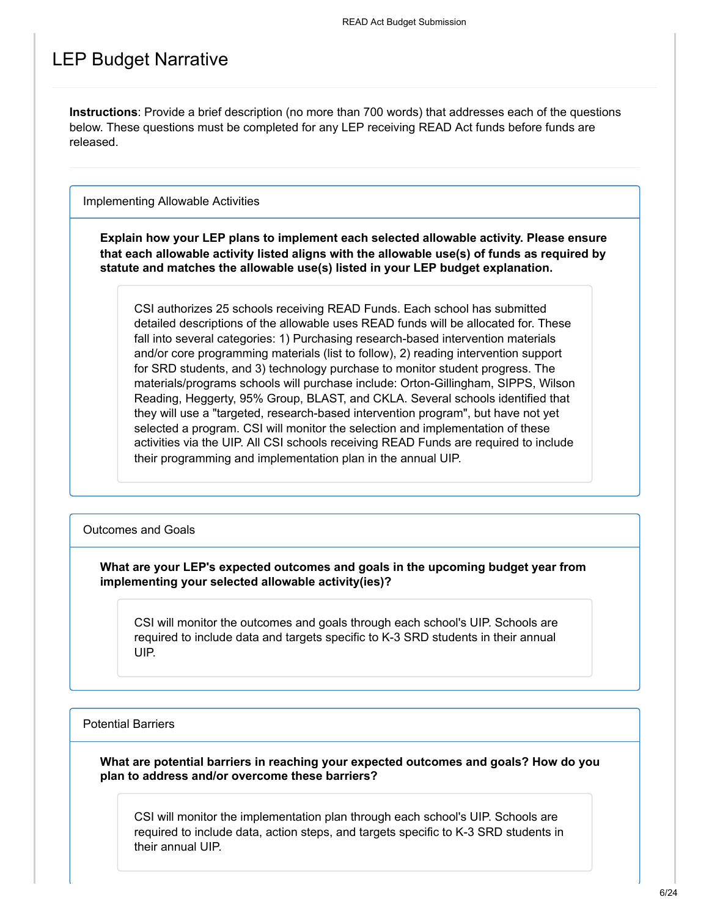# LEP Budget Narrative

**Instructions**: Provide a brief description (no more than 700 words) that addresses each of the questions below. These questions must be completed for any LEP receiving READ Act funds before funds are released.

## Implementing Allowable Activities

**Explain how your LEP plans to implement each selected allowable activity. Please ensure that each allowable activity listed aligns with the allowable use(s) of funds as required by statute and matches the allowable use(s) listed in your LEP budget explanation.**

CSI authorizes 25 schools receiving READ Funds. Each school has submitted detailed descriptions of the allowable uses READ funds will be allocated for. These fall into several categories: 1) Purchasing research-based intervention materials and/or core programming materials (list to follow), 2) reading intervention support for SRD students, and 3) technology purchase to monitor student progress. The materials/programs schools will purchase include: Orton-Gillingham, SIPPS, Wilson Reading, Heggerty, 95% Group, BLAST, and CKLA. Several schools identified that they will use a "targeted, research-based intervention program", but have not yet selected a program. CSI will monitor the selection and implementation of these activities via the UIP. All CSI schools receiving READ Funds are required to include their programming and implementation plan in the annual UIP.

## Outcomes and Goals

**What are your LEP's expected outcomes and goals in the upcoming budget year from implementing your selected allowable activity(ies)?**

CSI will monitor the outcomes and goals through each school's UIP. Schools are required to include data and targets specific to K-3 SRD students in their annual UIP.

## Potential Barriers

**What are potential barriers in reaching your expected outcomes and goals? How do you plan to address and/or overcome these barriers?**

CSI will monitor the implementation plan through each school's UIP. Schools are required to include data, action steps, and targets specific to K-3 SRD students in their annual UIP.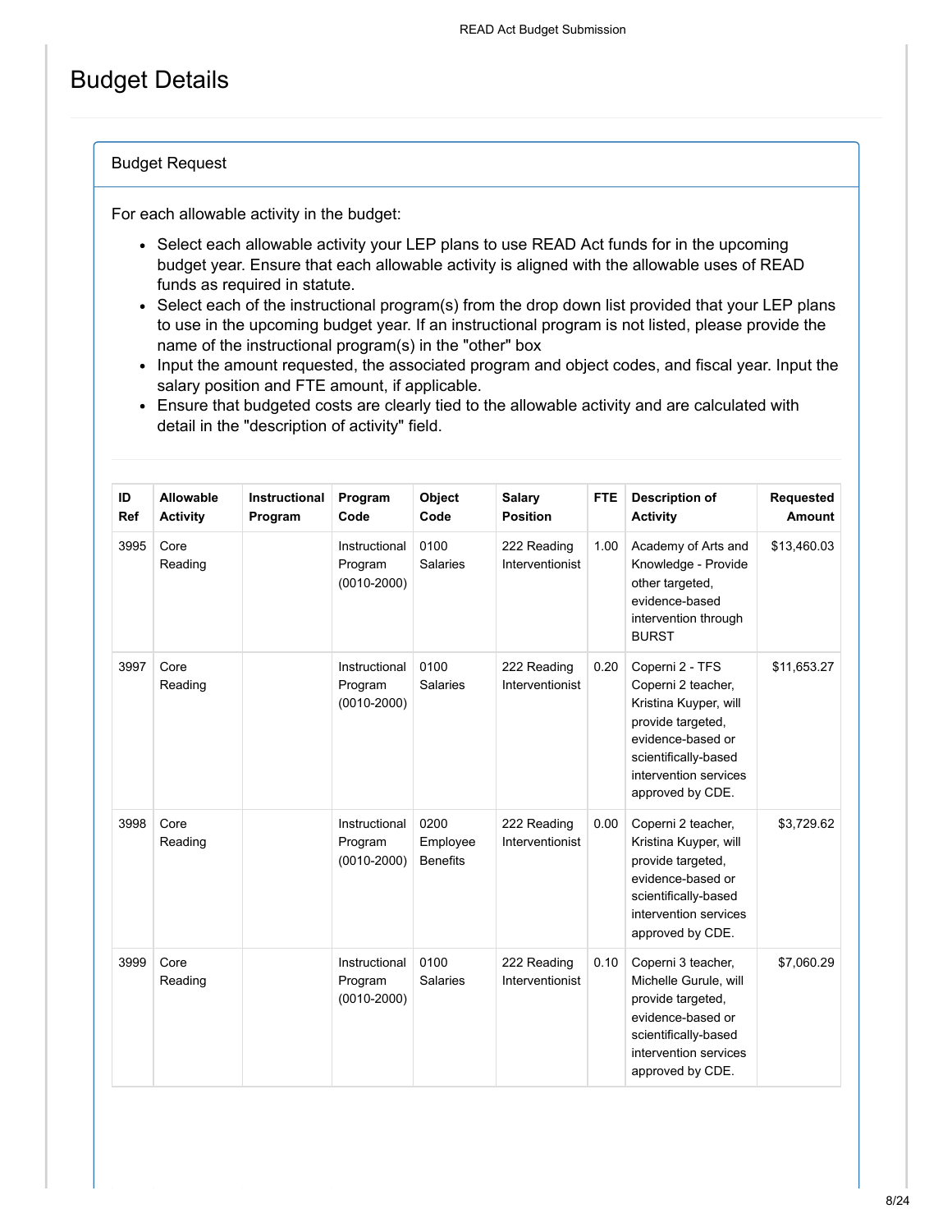# Budget Details

## Budget Request

For each allowable activity in the budget:

- Select each allowable activity your LEP plans to use READ Act funds for in the upcoming budget year. Ensure that each allowable activity is aligned with the allowable uses of READ funds as required in statute.
- Select each of the instructional program(s) from the drop down list provided that your LEP plans to use in the upcoming budget year. If an instructional program is not listed, please provide the name of the instructional program(s) in the "other" box
- Input the amount requested, the associated program and object codes, and fiscal year. Input the salary position and FTE amount, if applicable.
- Ensure that budgeted costs are clearly tied to the allowable activity and are calculated with detail in the "description of activity" field.

| ID Ref | Allowable Activity | Instructional Program | Program Code | Object Code | Salary Position | FTE | Description of Activity | Requested Amount |
|---|---|---|---|---|---|---|---|---|
| 3995 | Core Reading | | Instructional Program (0010-2000) | 0100 Salaries | 222 Reading Interventionist | 1.00 | Academy of Arts and Knowledge - Provide other targeted, evidence-based intervention through BURST | $13,460.03 |
| 3997 | Core Reading | | Instructional Program (0010-2000) | 0100 Salaries | 222 Reading Interventionist | 0.20 | Coperni 2 - TFS Coperni 2 teacher, Kristina Kuyper, will provide targeted, evidence-based or scientifically-based intervention services approved by CDE. | $11,653.27 |
| 3998 | Core Reading | | Instructional Program (0010-2000) | 0200 Employee Benefits | 222 Reading Interventionist | 0.00 | Coperni 2 teacher, Kristina Kuyper, will provide targeted, evidence-based or scientifically-based intervention services approved by CDE. | $3,729.62 |
| 3999 | Core Reading | | Instructional Program (0010-2000) | 0100 Salaries | 222 Reading Interventionist | 0.10 | Coperni 3 teacher, Michelle Gurule, will provide targeted, evidence-based or scientifically-based intervention services approved by CDE. | $7,060.29 |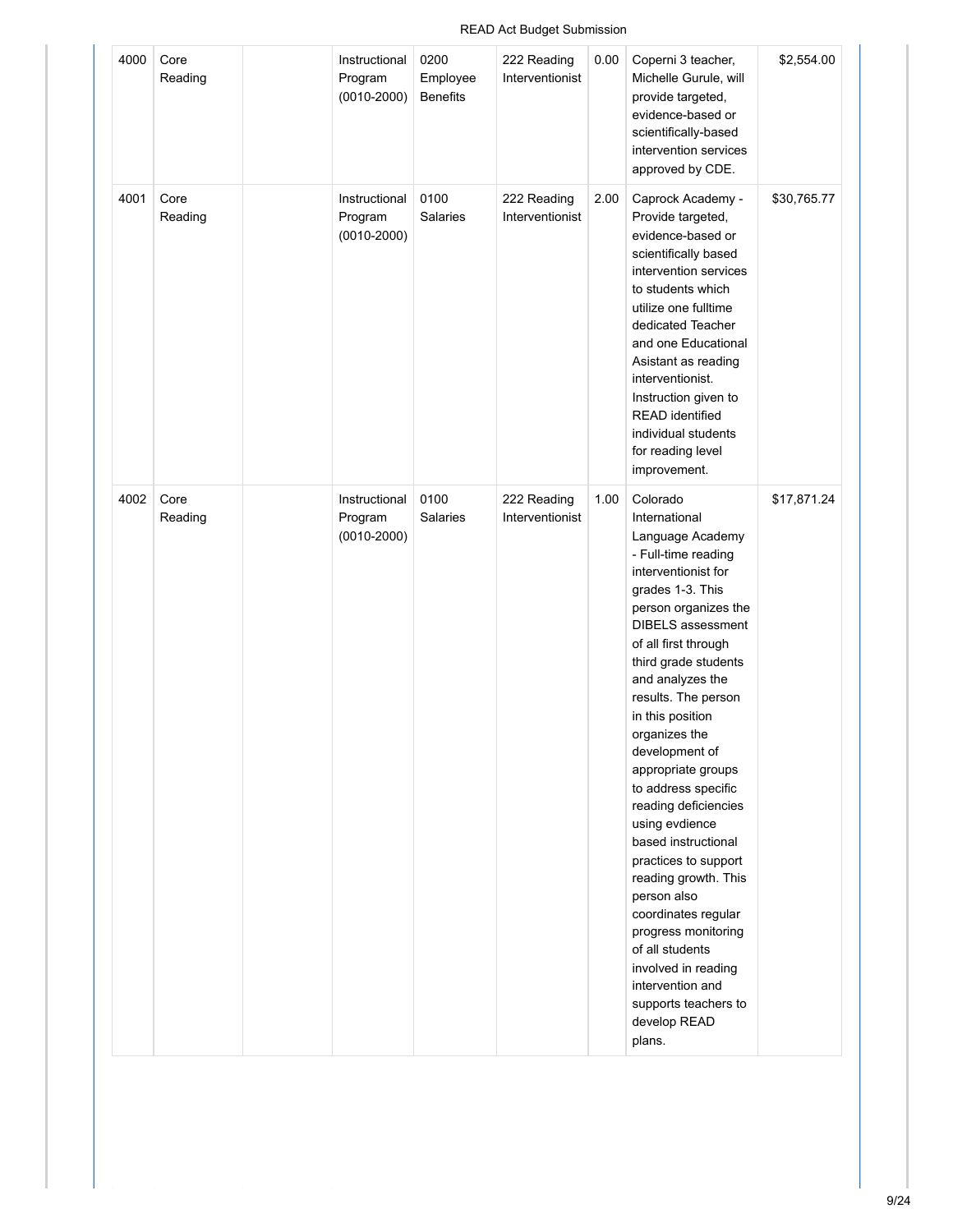| | | | | | | | | |
|---|---|---|---|---|---|---|---|---|
| 4000 | Core Reading | | Instructional Program (0010-2000) | 0200 Employee Benefits | 222 Reading Interventionist | 0.00 | Coperni 3 teacher, Michelle Gurule, will provide targeted, evidence-based or scientifically-based intervention services approved by CDE. | $2,554.00 |
| 4001 | Core Reading | | Instructional Program (0010-2000) | 0100 Salaries | 222 Reading Interventionist | 2.00 | Caprock Academy - Provide targeted, evidence-based or scientifically based intervention services to students which utilize one fulltime dedicated Teacher and one Educational Asistant as reading interventionist. Instruction given to READ identified individual students for reading level improvement. | $30,765.77 |
| 4002 | Core Reading | | Instructional Program (0010-2000) | 0100 Salaries | 222 Reading Interventionist | 1.00 | Colorado International Language Academy - Full-time reading interventionist for grades 1-3. This person organizes the DIBELS assessment of all first through third grade students and analyzes the results. The person in this position organizes the development of appropriate groups to address specific reading deficiencies using evdience based instructional practices to support reading growth. This person also coordinates regular progress monitoring of all students involved in reading intervention and supports teachers to develop READ plans. | $17,871.24 |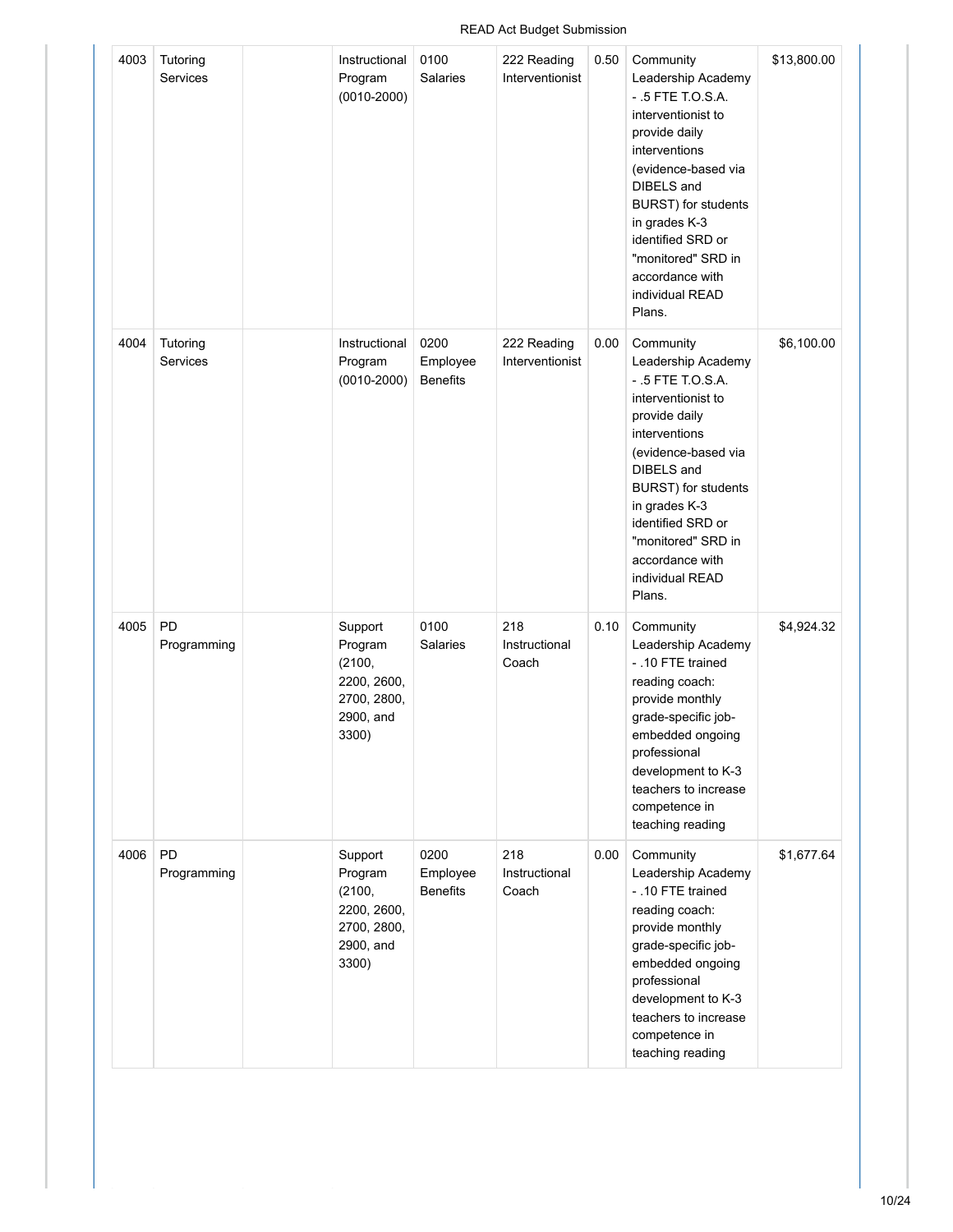| | | | | | | | | |
|---|---|---|---|---|---|---|---|---|
| 4003 | Tutoring Services | | Instructional Program (0010-2000) | 0100 Salaries | 222 Reading Interventionist | 0.50 | Community Leadership Academy - .5 FTE T.O.S.A. interventionist to provide daily interventions (evidence-based via DIBELS and BURST) for students in grades K-3 identified SRD or "monitored" SRD in accordance with individual READ Plans. | $13,800.00 |
| 4004 | Tutoring Services | | Instructional Program (0010-2000) | 0200 Employee Benefits | 222 Reading Interventionist | 0.00 | Community Leadership Academy - .5 FTE T.O.S.A. interventionist to provide daily interventions (evidence-based via DIBELS and BURST) for students in grades K-3 identified SRD or "monitored" SRD in accordance with individual READ Plans. | $6,100.00 |
| 4005 | PD Programming | | Support Program (2100, 2200, 2600, 2700, 2800, 2900, and 3300) | 0100 Salaries | 218 Instructional Coach | 0.10 | Community Leadership Academy - .10 FTE trained reading coach: provide monthly grade-specific job-embedded ongoing professional development to K-3 teachers to increase competence in teaching reading | $4,924.32 |
| 4006 | PD Programming | | Support Program (2100, 2200, 2600, 2700, 2800, 2900, and 3300) | 0200 Employee Benefits | 218 Instructional Coach | 0.00 | Community Leadership Academy - .10 FTE trained reading coach: provide monthly grade-specific job-embedded ongoing professional development to K-3 teachers to increase competence in teaching reading | $1,677.64 |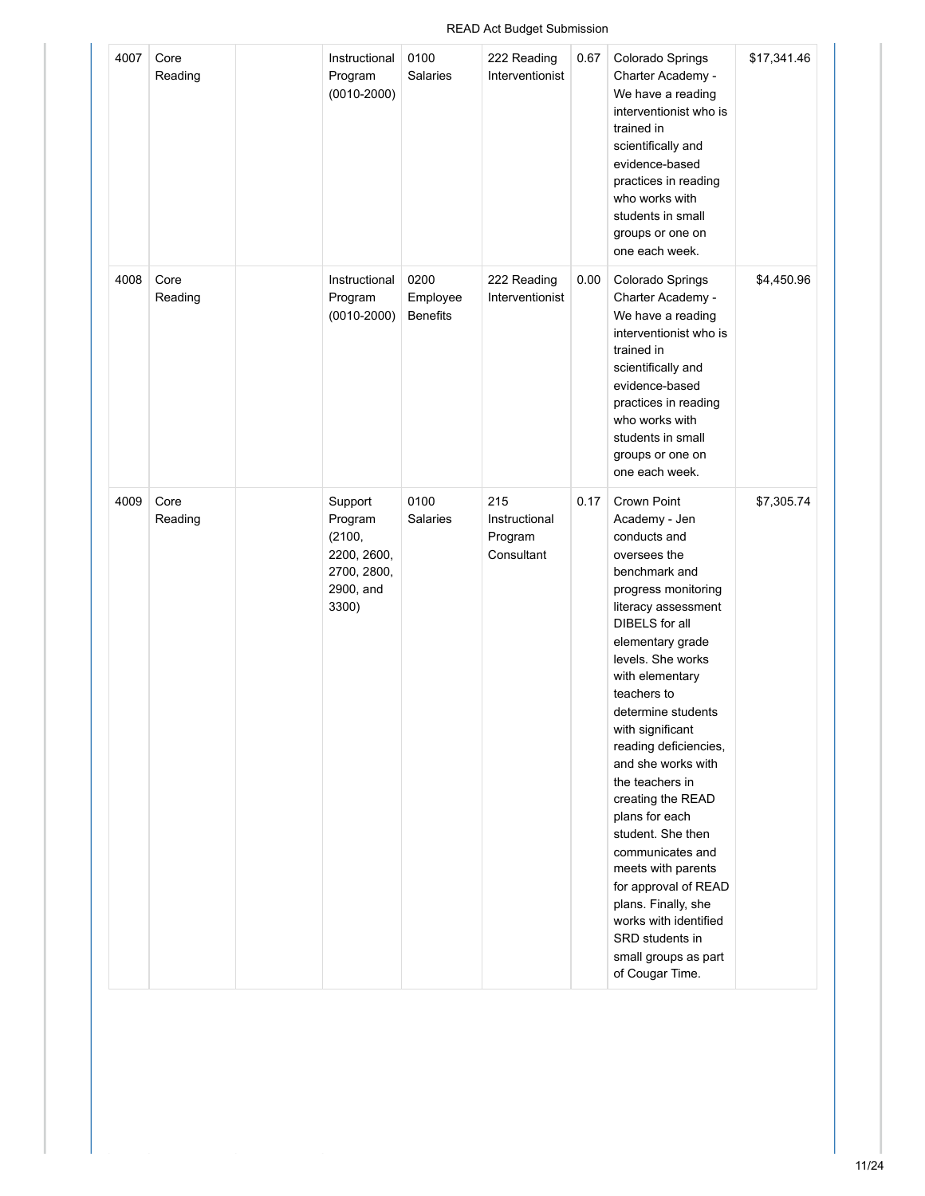| 4007 | Core Reading | | Instructional Program (0010-2000) | 0100 Salaries | 222 Reading Interventionist | 0.67 | Colorado Springs Charter Academy - We have a reading interventionist who is trained in scientifically and evidence-based practices in reading who works with students in small groups or one on one each week. | $17,341.46 |
|---|---|---|---|---|---|---|---|---|
| 4008 | Core Reading | | Instructional Program (0010-2000) | 0200 Employee Benefits | 222 Reading Interventionist | 0.00 | Colorado Springs Charter Academy - We have a reading interventionist who is trained in scientifically and evidence-based practices in reading who works with students in small groups or one on one each week. | $4,450.96 |
| 4009 | Core Reading | | Support Program (2100, 2200, 2600, 2700, 2800, 2900, and 3300) | 0100 Salaries | 215 Instructional Program Consultant | 0.17 | Crown Point Academy - Jen conducts and oversees the benchmark and progress monitoring literacy assessment DIBELS for all elementary grade levels. She works with elementary teachers to determine students with significant reading deficiencies, and she works with the teachers in creating the READ plans for each student. She then communicates and meets with parents for approval of READ plans. Finally, she works with identified SRD students in small groups as part of Cougar Time. | $7,305.74 |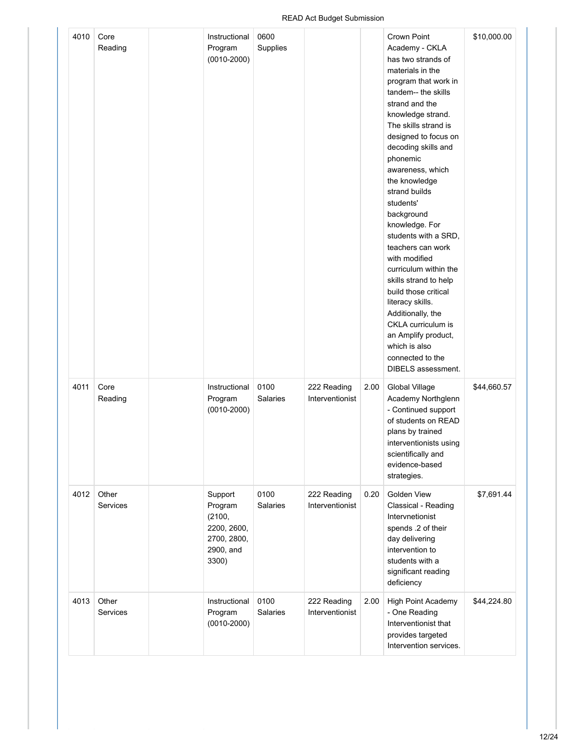| | | | | | | | | |
|---|---|---|---|---|---|---|---|---|
| 4010 | Core Reading | | Instructional Program (0010-2000) | 0600 Supplies | | | Crown Point Academy - CKLA has two strands of materials in the program that work in tandem-- the skills strand and the knowledge strand. The skills strand is designed to focus on decoding skills and phonemic awareness, which the knowledge strand builds students' background knowledge. For students with a SRD, teachers can work with modified curriculum within the skills strand to help build those critical literacy skills. Additionally, the CKLA curriculum is an Amplify product, which is also connected to the DIBELS assessment. | $10,000.00 |
| 4011 | Core Reading | | Instructional Program (0010-2000) | 0100 Salaries | 222 Reading Interventionist | 2.00 | Global Village Academy Northglenn - Continued support of students on READ plans by trained interventionists using scientifically and evidence-based strategies. | $44,660.57 |
| 4012 | Other Services | | Support Program (2100, 2200, 2600, 2700, 2800, 2900, and 3300) | 0100 Salaries | 222 Reading Interventionist | 0.20 | Golden View Classical - Reading Intervnetionist spends .2 of their day delivering intervention to students with a significant reading deficiency | $7,691.44 |
| 4013 | Other Services | | Instructional Program (0010-2000) | 0100 Salaries | 222 Reading Interventionist | 2.00 | High Point Academy - One Reading Interventionist that provides targeted Intervention services. | $44,224.80 |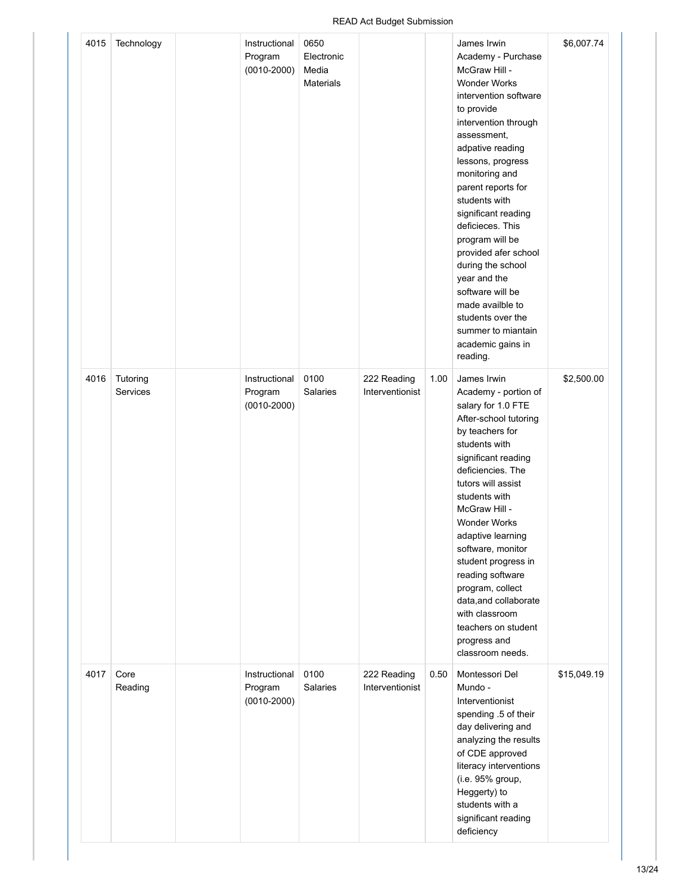| | | | | | | | | |
|---|---|---|---|---|---|---|---|---|
| 4015 | Technology | | Instructional Program (0010-2000) | 0650 Electronic Media Materials | | | James Irwin Academy - Purchase McGraw Hill - Wonder Works intervention software to provide intervention through assessment, adpative reading lessons, progress monitoring and parent reports for students with significant reading deficieces. This program will be provided afer school during the school year and the software will be made availble to students over the summer to miantain academic gains in reading. | $6,007.74 |
| 4016 | Tutoring Services | | Instructional Program (0010-2000) | 0100 Salaries | 222 Reading Interventionist | 1.00 | James Irwin Academy - portion of salary for 1.0 FTE After-school tutoring by teachers for students with significant reading deficiencies. The tutors will assist students with McGraw Hill - Wonder Works adaptive learning software, monitor student progress in reading software program, collect data,and collaborate with classroom teachers on student progress and classroom needs. | $2,500.00 |
| 4017 | Core Reading | | Instructional Program (0010-2000) | 0100 Salaries | 222 Reading Interventionist | 0.50 | Montessori Del Mundo - Interventionist spending .5 of their day delivering and analyzing the results of CDE approved literacy interventions (i.e. 95% group, Heggerty) to students with a significant reading deficiency | $15,049.19 |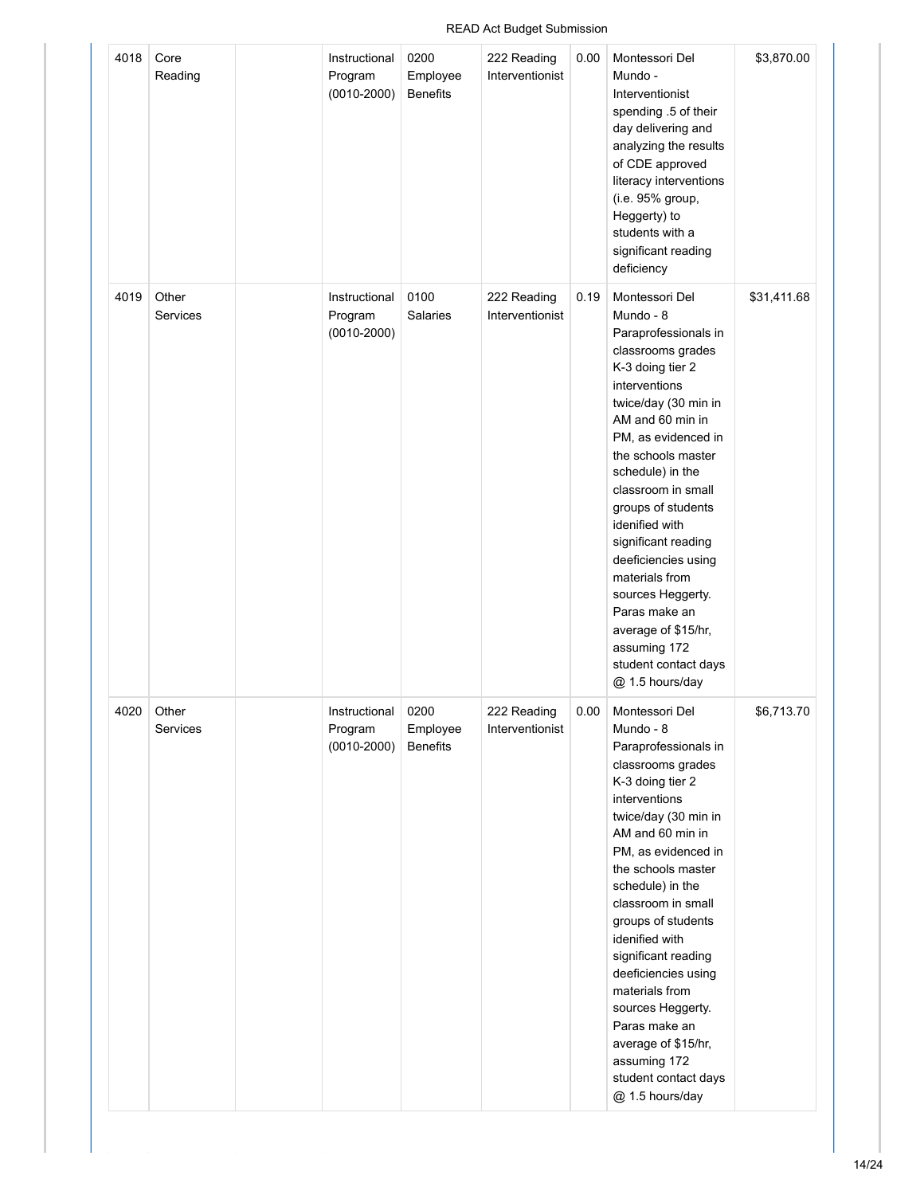| | | | | | | | | |
|---|---|---|---|---|---|---|---|---|
| 4018 | Core Reading | | Instructional Program (0010-2000) | 0200 Employee Benefits | 222 Reading Interventionist | 0.00 | Montessori Del Mundo - Interventionist spending .5 of their day delivering and analyzing the results of CDE approved literacy interventions (i.e. 95% group, Heggerty) to students with a significant reading deficiency | $3,870.00 |
| 4019 | Other Services | | Instructional Program (0010-2000) | 0100 Salaries | 222 Reading Interventionist | 0.19 | Montessori Del Mundo - 8 Paraprofessionals in classrooms grades K-3 doing tier 2 interventions twice/day (30 min in AM and 60 min in PM, as evidenced in the schools master schedule) in the classroom in small groups of students idenified with significant reading deeficiencies using materials from sources Heggerty. Paras make an average of $15/hr, assuming 172 student contact days @ 1.5 hours/day | $31,411.68 |
| 4020 | Other Services | | Instructional Program (0010-2000) | 0200 Employee Benefits | 222 Reading Interventionist | 0.00 | Montessori Del Mundo - 8 Paraprofessionals in classrooms grades K-3 doing tier 2 interventions twice/day (30 min in AM and 60 min in PM, as evidenced in the schools master schedule) in the classroom in small groups of students idenified with significant reading deeficiencies using materials from sources Heggerty. Paras make an average of $15/hr, assuming 172 student contact days @ 1.5 hours/day | $6,713.70 |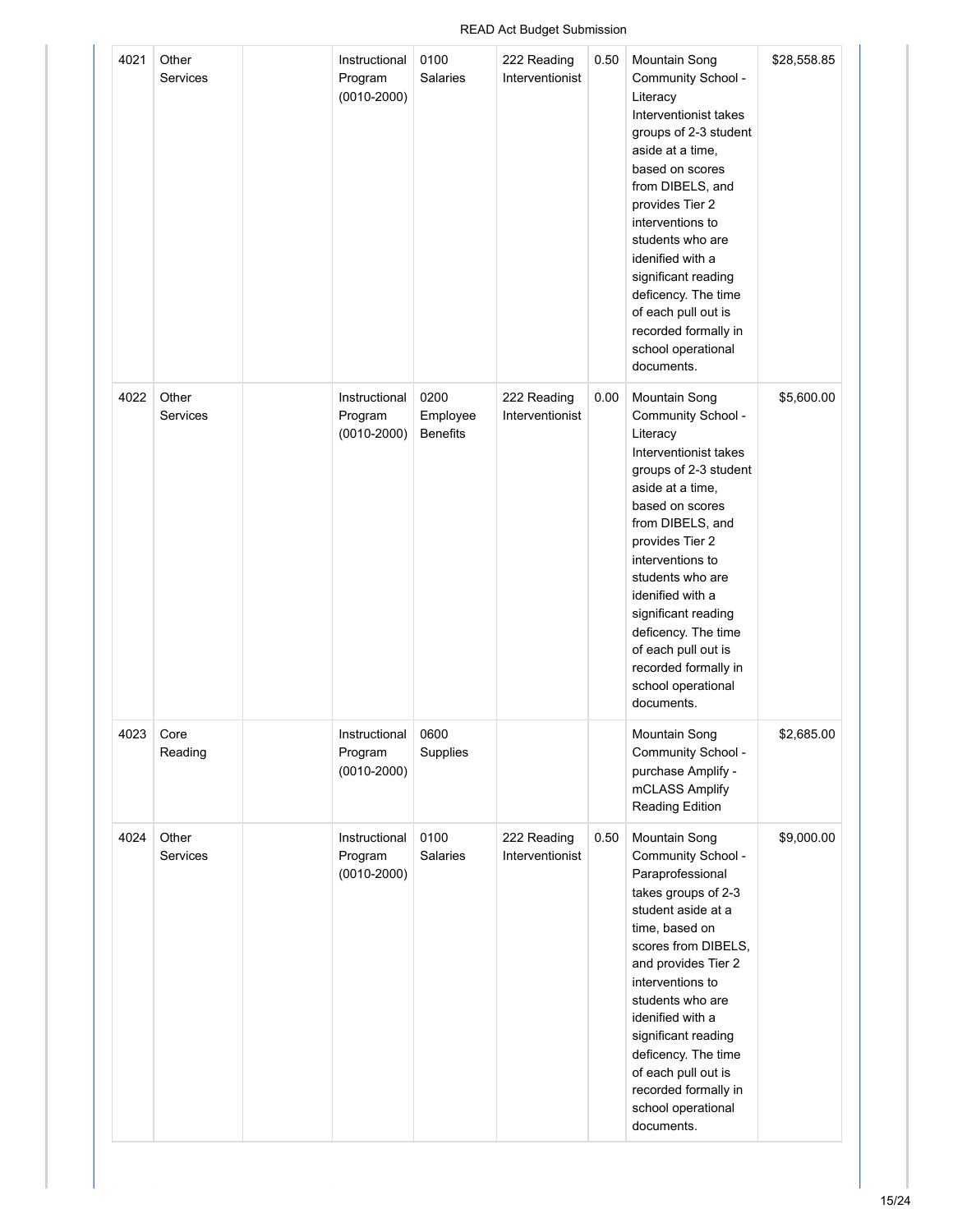| | | | | | | | | |
|---|---|---|---|---|---|---|---|---|
| 4021 | Other Services | | Instructional Program (0010-2000) | 0100 Salaries | 222 Reading Interventionist | 0.50 | Mountain Song Community School - Literacy Interventionist takes groups of 2-3 student aside at a time, based on scores from DIBELS, and provides Tier 2 interventions to students who are idenified with a significant reading deficency. The time of each pull out is recorded formally in school operational documents. | $28,558.85 |
| 4022 | Other Services | | Instructional Program (0010-2000) | 0200 Employee Benefits | 222 Reading Interventionist | 0.00 | Mountain Song Community School - Literacy Interventionist takes groups of 2-3 student aside at a time, based on scores from DIBELS, and provides Tier 2 interventions to students who are idenified with a significant reading deficency. The time of each pull out is recorded formally in school operational documents. | $5,600.00 |
| 4023 | Core Reading | | Instructional Program (0010-2000) | 0600 Supplies | | | Mountain Song Community School - purchase Amplify - mCLASS Amplify Reading Edition | $2,685.00 |
| 4024 | Other Services | | Instructional Program (0010-2000) | 0100 Salaries | 222 Reading Interventionist | 0.50 | Mountain Song Community School - Paraprofessional takes groups of 2-3 student aside at a time, based on scores from DIBELS, and provides Tier 2 interventions to students who are idenified with a significant reading deficency. The time of each pull out is recorded formally in school operational documents. | $9,000.00 |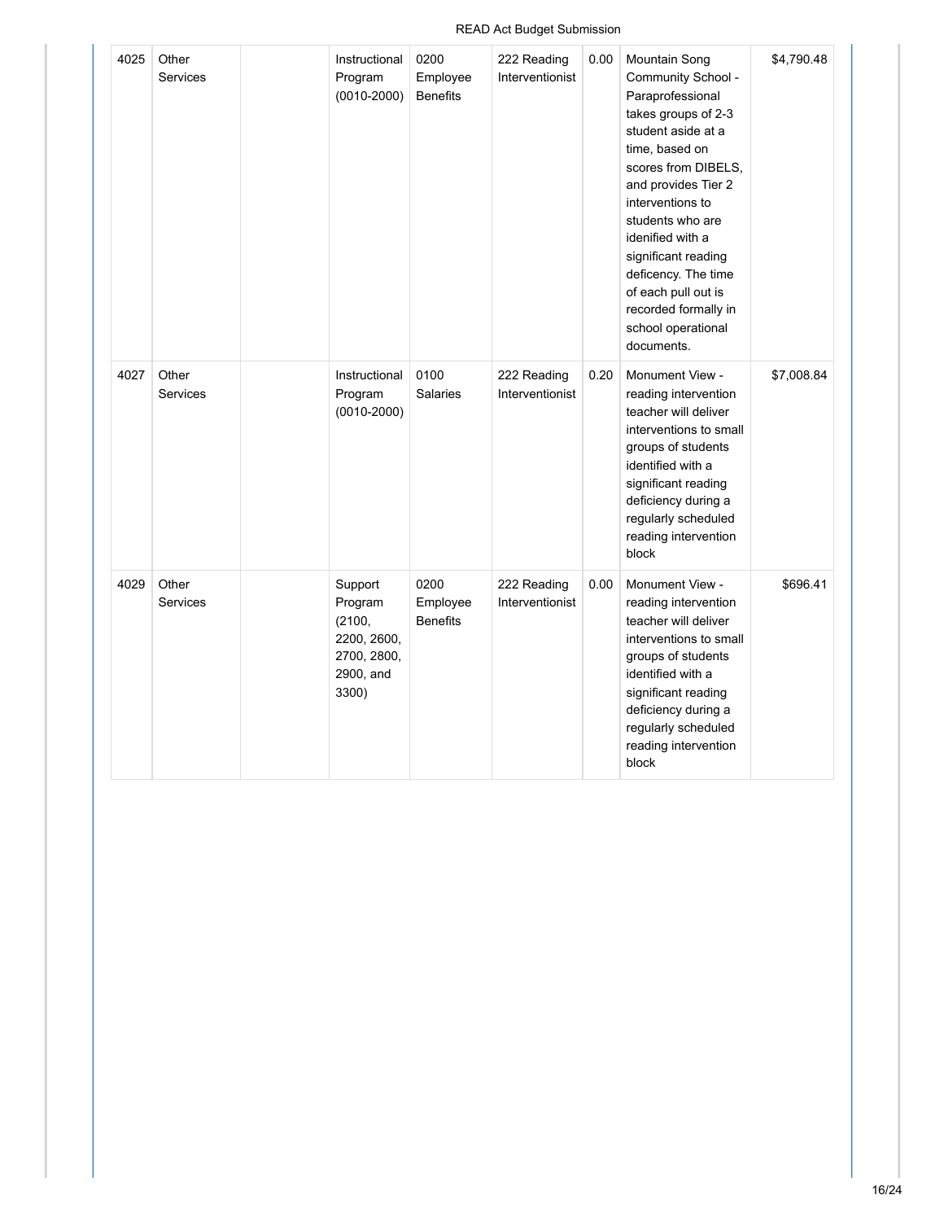| | | | | | | | | |
|---|---|---|---|---|---|---|---|---|
| 4025 | Other Services | | Instructional Program (0010-2000) | 0200 Employee Benefits | 222 Reading Interventionist | 0.00 | Mountain Song Community School - Paraprofessional takes groups of 2-3 student aside at a time, based on scores from DIBELS, and provides Tier 2 interventions to students who are idenified with a significant reading deficency. The time of each pull out is recorded formally in school operational documents. | $4,790.48 |
| 4027 | Other Services | | Instructional Program (0010-2000) | 0100 Salaries | 222 Reading Interventionist | 0.20 | Monument View - reading intervention teacher will deliver interventions to small groups of students identified with a significant reading deficiency during a regularly scheduled reading intervention block | $7,008.84 |
| 4029 | Other Services | | Support Program (2100, 2200, 2600, 2700, 2800, 2900, and 3300) | 0200 Employee Benefits | 222 Reading Interventionist | 0.00 | Monument View - reading intervention teacher will deliver interventions to small groups of students identified with a significant reading deficiency during a regularly scheduled reading intervention block | $696.41 |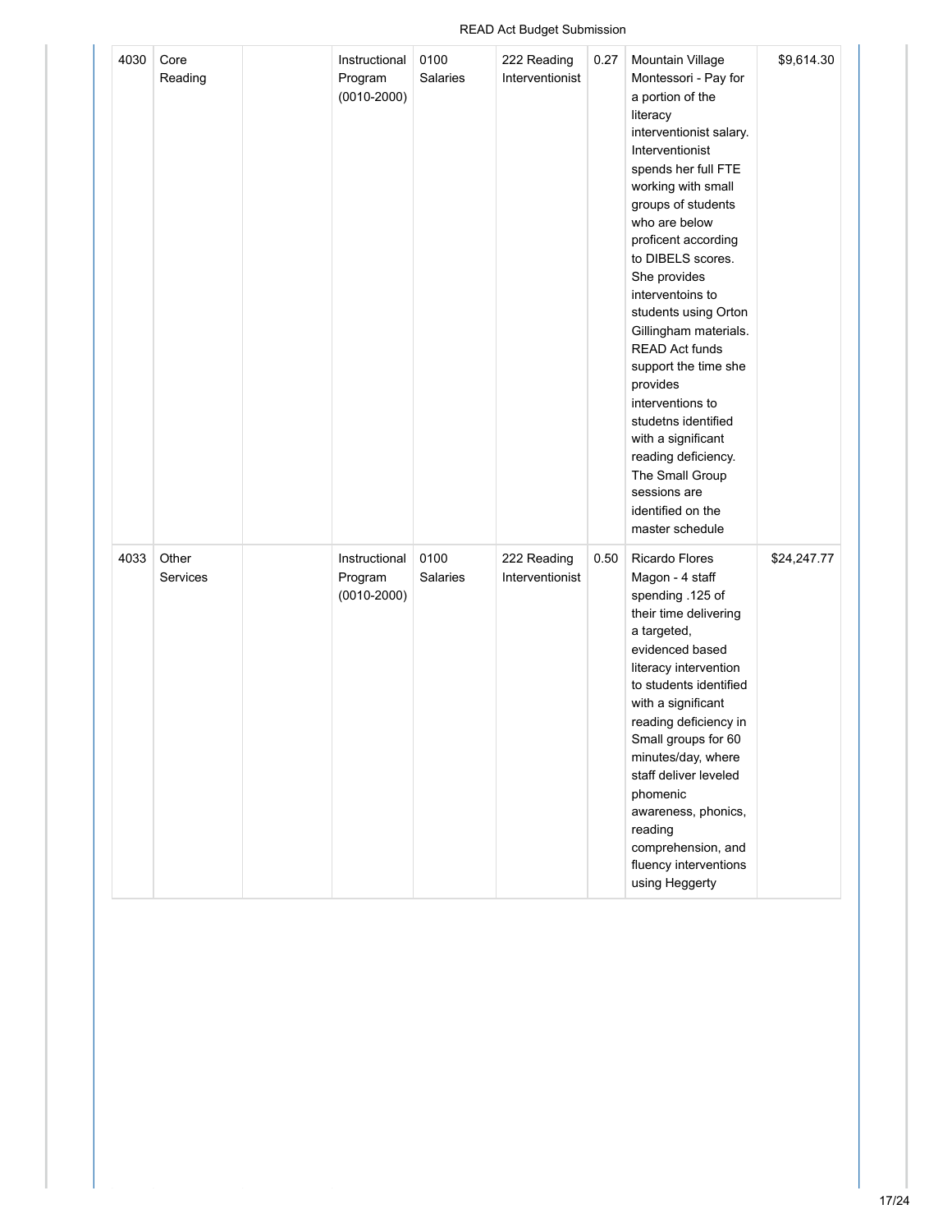| | | | | | | | | |
|---|---|---|---|---|---|---|---|---|
| 4030 | Core Reading | | Instructional Program (0010-2000) | 0100 Salaries | 222 Reading Interventionist | 0.27 | Mountain Village Montessori - Pay for a portion of the literacy interventionist salary. Interventionist spends her full FTE working with small groups of students who are below proficent according to DIBELS scores. She provides interventoins to students using Orton Gillingham materials. READ Act funds support the time she provides interventions to studetns identified with a significant reading deficiency. The Small Group sessions are identified on the master schedule | $9,614.30 |
| 4033 | Other Services | | Instructional Program (0010-2000) | 0100 Salaries | 222 Reading Interventionist | 0.50 | Ricardo Flores Magon - 4 staff spending .125 of their time delivering a targeted, evidenced based literacy intervention to students identified with a significant reading deficiency in Small groups for 60 minutes/day, where staff deliver leveled phomenic awareness, phonics, reading comprehension, and fluency interventions using Heggerty | $24,247.77 |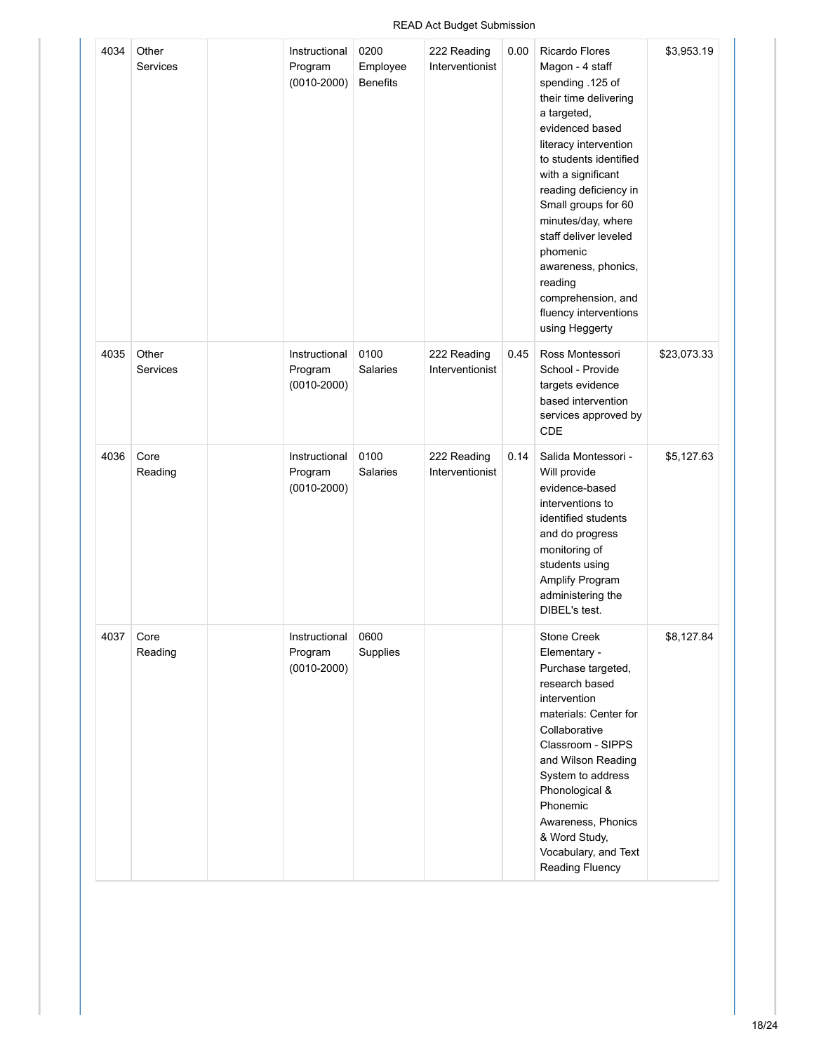| | | | | | | | | |
|---|---|---|---|---|---|---|---|---|
| 4034 | Other Services | | Instructional Program (0010-2000) | 0200 Employee Benefits | 222 Reading Interventionist | 0.00 | Ricardo Flores Magon - 4 staff spending .125 of their time delivering a targeted, evidenced based literacy intervention to students identified with a significant reading deficiency in Small groups for 60 minutes/day, where staff deliver leveled phomenic awareness, phonics, reading comprehension, and fluency interventions using Heggerty | $3,953.19 |
| 4035 | Other Services | | Instructional Program (0010-2000) | 0100 Salaries | 222 Reading Interventionist | 0.45 | Ross Montessori School - Provide targets evidence based intervention services approved by CDE | $23,073.33 |
| 4036 | Core Reading | | Instructional Program (0010-2000) | 0100 Salaries | 222 Reading Interventionist | 0.14 | Salida Montessori - Will provide evidence-based interventions to identified students and do progress monitoring of students using Amplify Program administering the DIBEL's test. | $5,127.63 |
| 4037 | Core Reading | | Instructional Program (0010-2000) | 0600 Supplies | | | Stone Creek Elementary - Purchase targeted, research based intervention materials: Center for Collaborative Classroom - SIPPS and Wilson Reading System to address Phonological & Phonemic Awareness, Phonics & Word Study, Vocabulary, and Text Reading Fluency | $8,127.84 |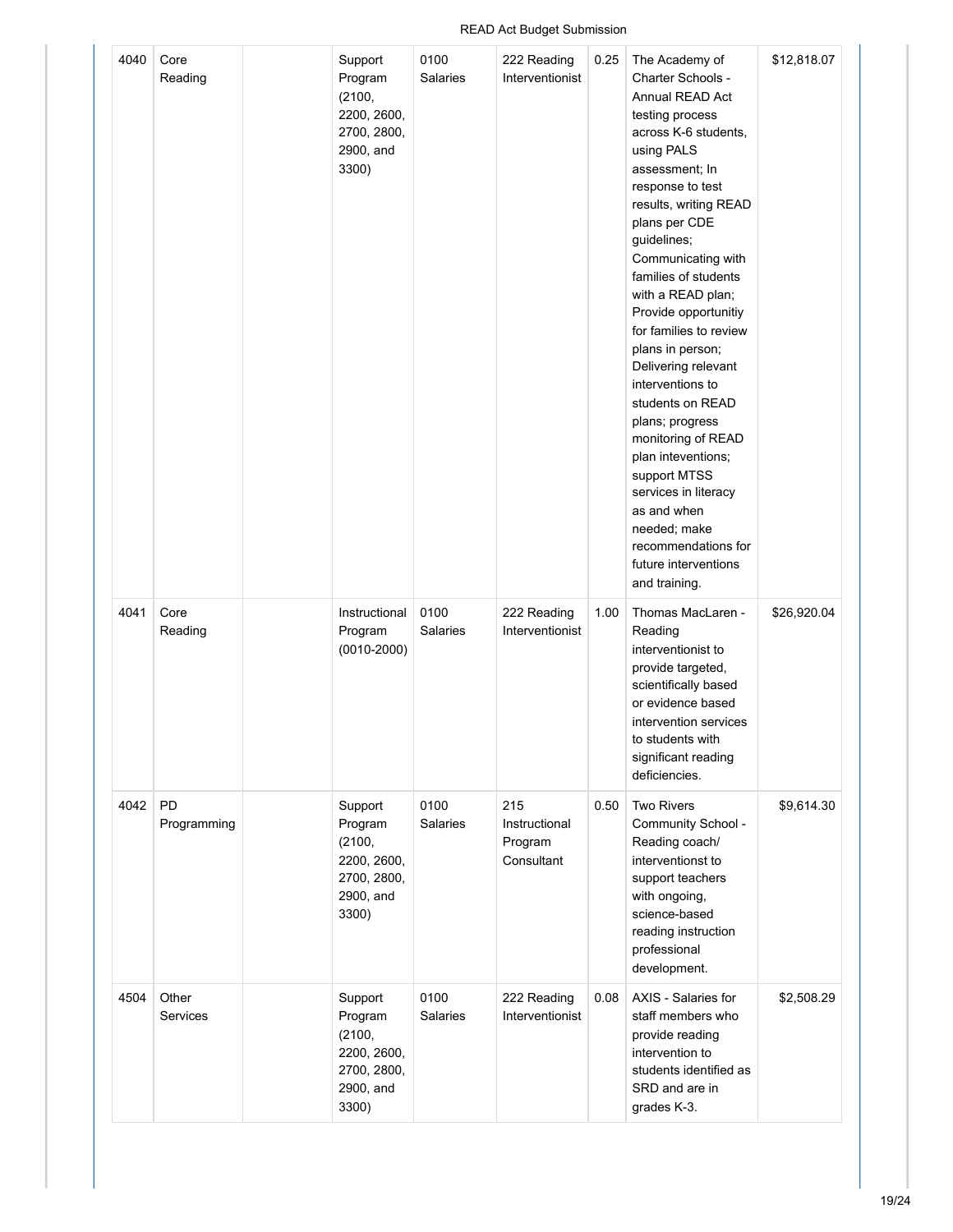| | | | | | | | | |
|---|---|---|---|---|---|---|---|---|
| 4040 | Core Reading | | Support Program (2100, 2200, 2600, 2700, 2800, 2900, and 3300) | 0100 Salaries | 222 Reading Interventionist | 0.25 | The Academy of Charter Schools - Annual READ Act testing process across K-6 students, using PALS assessment; In response to test results, writing READ plans per CDE guidelines; Communicating with families of students with a READ plan; Provide opportunitiy for families to review plans in person; Delivering relevant interventions to students on READ plans; progress monitoring of READ plan inteventions; support MTSS services in literacy as and when needed; make recommendations for future interventions and training. | $12,818.07 |
| 4041 | Core Reading | | Instructional Program (0010-2000) | 0100 Salaries | 222 Reading Interventionist | 1.00 | Thomas MacLaren - Reading interventionist to provide targeted, scientifically based or evidence based intervention services to students with significant reading deficiencies. | $26,920.04 |
| 4042 | PD Programming | | Support Program (2100, 2200, 2600, 2700, 2800, 2900, and 3300) | 0100 Salaries | 215 Instructional Program Consultant | 0.50 | Two Rivers Community School - Reading coach/ interventionst to support teachers with ongoing, science-based reading instruction professional development. | $9,614.30 |
| 4504 | Other Services | | Support Program (2100, 2200, 2600, 2700, 2800, 2900, and 3300) | 0100 Salaries | 222 Reading Interventionist | 0.08 | AXIS - Salaries for staff members who provide reading intervention to students identified as SRD and are in grades K-3. | $2,508.29 |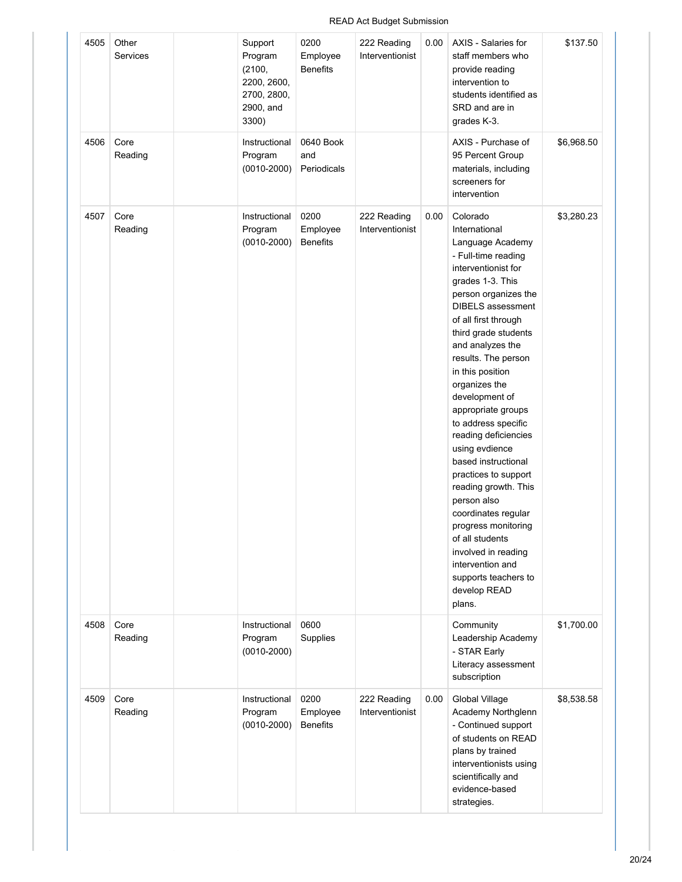| | | | | | | | | |
|---|---|---|---|---|---|---|---|---|
| 4505 | Other Services | | Support Program (2100, 2200, 2600, 2700, 2800, 2900, and 3300) | 0200 Employee Benefits | 222 Reading Interventionist | 0.00 | AXIS - Salaries for staff members who provide reading intervention to students identified as SRD and are in grades K-3. | $137.50 |
| 4506 | Core Reading | | Instructional Program (0010-2000) | 0640 Book and Periodicals | | | AXIS - Purchase of 95 Percent Group materials, including screeners for intervention | $6,968.50 |
| 4507 | Core Reading | | Instructional Program (0010-2000) | 0200 Employee Benefits | 222 Reading Interventionist | 0.00 | Colorado International Language Academy - Full-time reading interventionist for grades 1-3. This person organizes the DIBELS assessment of all first through third grade students and analyzes the results. The person in this position organizes the development of appropriate groups to address specific reading deficiencies using evdience based instructional practices to support reading growth. This person also coordinates regular progress monitoring of all students involved in reading intervention and supports teachers to develop READ plans. | $3,280.23 |
| 4508 | Core Reading | | Instructional Program (0010-2000) | 0600 Supplies | | | Community Leadership Academy - STAR Early Literacy assessment subscription | $1,700.00 |
| 4509 | Core Reading | | Instructional Program (0010-2000) | 0200 Employee Benefits | 222 Reading Interventionist | 0.00 | Global Village Academy Northglenn - Continued support of students on READ plans by trained interventionists using scientifically and evidence-based strategies. | $8,538.58 |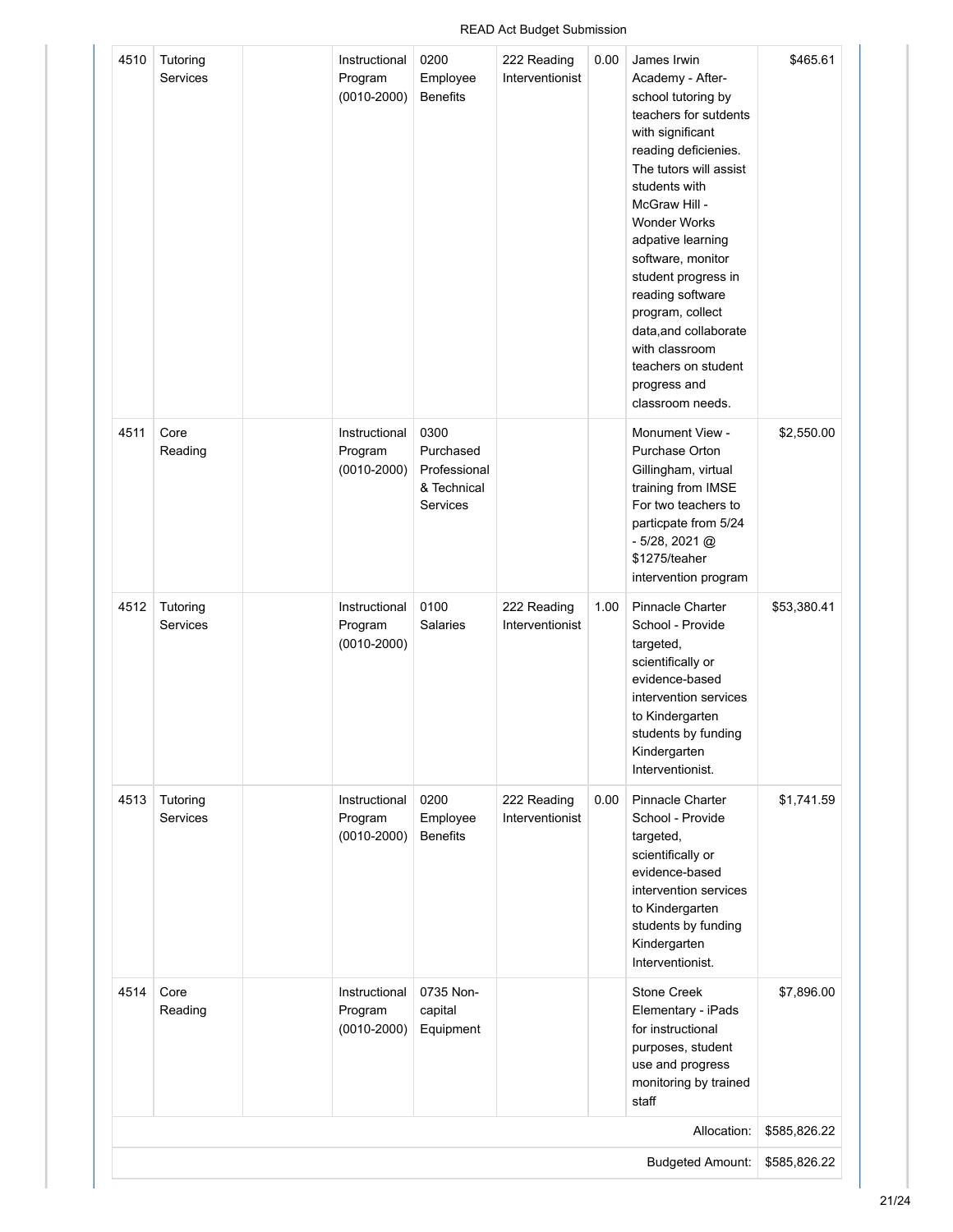| | | | | | | | | |
|---|---|---|---|---|---|---|---|---|
| 4510 | Tutoring Services | | Instructional Program (0010-2000) | 0200 Employee Benefits | 222 Reading Interventionist | 0.00 | James Irwin Academy - After-school tutoring by teachers for sutdents with significant reading deficienies. The tutors will assist students with McGraw Hill - Wonder Works adpative learning software, monitor student progress in reading software program, collect data,and collaborate with classroom teachers on student progress and classroom needs. | $465.61 |
| 4511 | Core Reading | | Instructional Program (0010-2000) | 0300 Purchased Professional & Technical Services | | | Monument View - Purchase Orton Gillingham, virtual training from IMSE For two teachers to particpate from 5/24 - 5/28, 2021 @ $1275/teaher intervention program | $2,550.00 |
| 4512 | Tutoring Services | | Instructional Program (0010-2000) | 0100 Salaries | 222 Reading Interventionist | 1.00 | Pinnacle Charter School - Provide targeted, scientifically or evidence-based intervention services to Kindergarten students by funding Kindergarten Interventionist. | $53,380.41 |
| 4513 | Tutoring Services | | Instructional Program (0010-2000) | 0200 Employee Benefits | 222 Reading Interventionist | 0.00 | Pinnacle Charter School - Provide targeted, scientifically or evidence-based intervention services to Kindergarten students by funding Kindergarten Interventionist. | $1,741.59 |
| 4514 | Core Reading | | Instructional Program (0010-2000) | 0735 Non-capital Equipment | | | Stone Creek Elementary - iPads for instructional purposes, student use and progress monitoring by trained staff | $7,896.00 |
| | | | | | | | Allocation: | $585,826.22 |
| | | | | | | | Budgeted Amount: | $585,826.22 |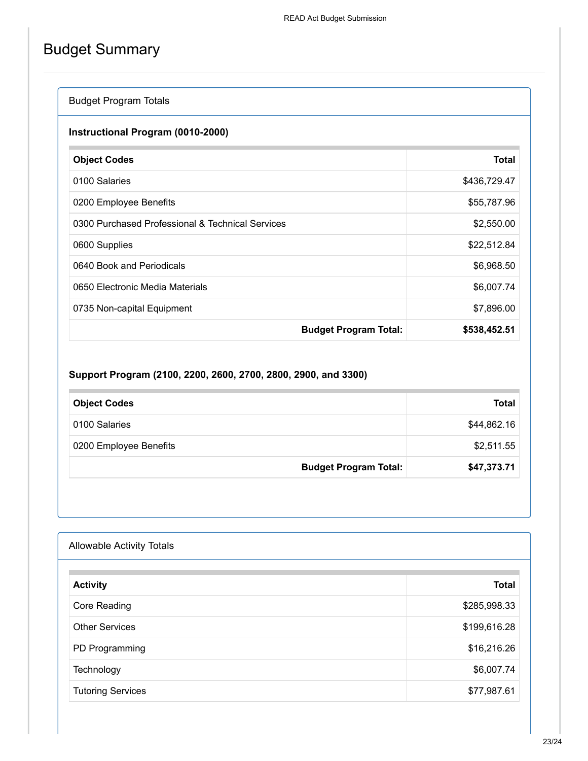# Budget Summary

## Budget Program Totals

### Instructional Program (0010-2000)

| Object Codes | Total |
|---|---|
| 0100 Salaries | $436,729.47 |
| 0200 Employee Benefits | $55,787.96 |
| 0300 Purchased Professional & Technical Services | $2,550.00 |
| 0600 Supplies | $22,512.84 |
| 0640 Book and Periodicals | $6,968.50 |
| 0650 Electronic Media Materials | $6,007.74 |
| 0735 Non-capital Equipment | $7,896.00 |
| **Budget Program Total:** | **$538,452.51** |

### Support Program (2100, 2200, 2600, 2700, 2800, 2900, and 3300)

| Object Codes | Total |
|---|---|
| 0100 Salaries | $44,862.16 |
| 0200 Employee Benefits | $2,511.55 |
| **Budget Program Total:** | **$47,373.71** |

## Allowable Activity Totals

| Activity | Total |
|---|---|
| Core Reading | $285,998.33 |
| Other Services | $199,616.28 |
| PD Programming | $16,216.26 |
| Technology | $6,007.74 |
| Tutoring Services | $77,987.61 |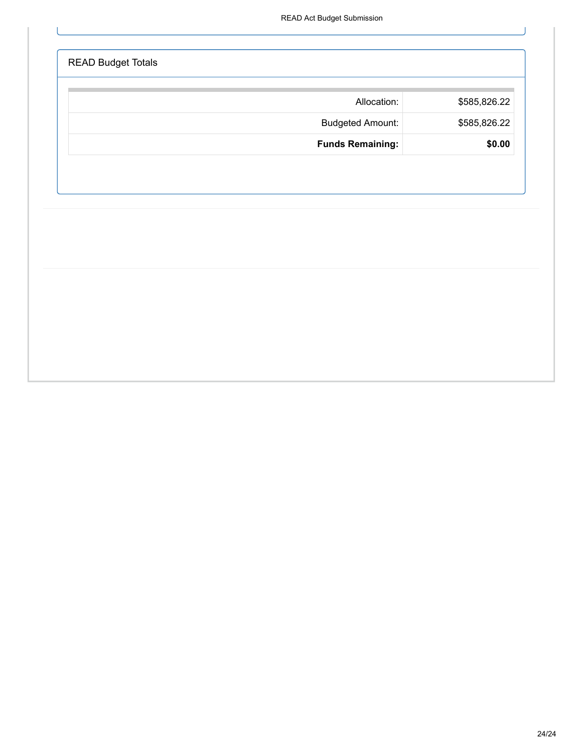## READ Budget Totals

| | |
|---|---|
| Allocation: | $585,826.22 |
| Budgeted Amount: | $585,826.22 |
| **Funds Remaining:** | **$0.00** |